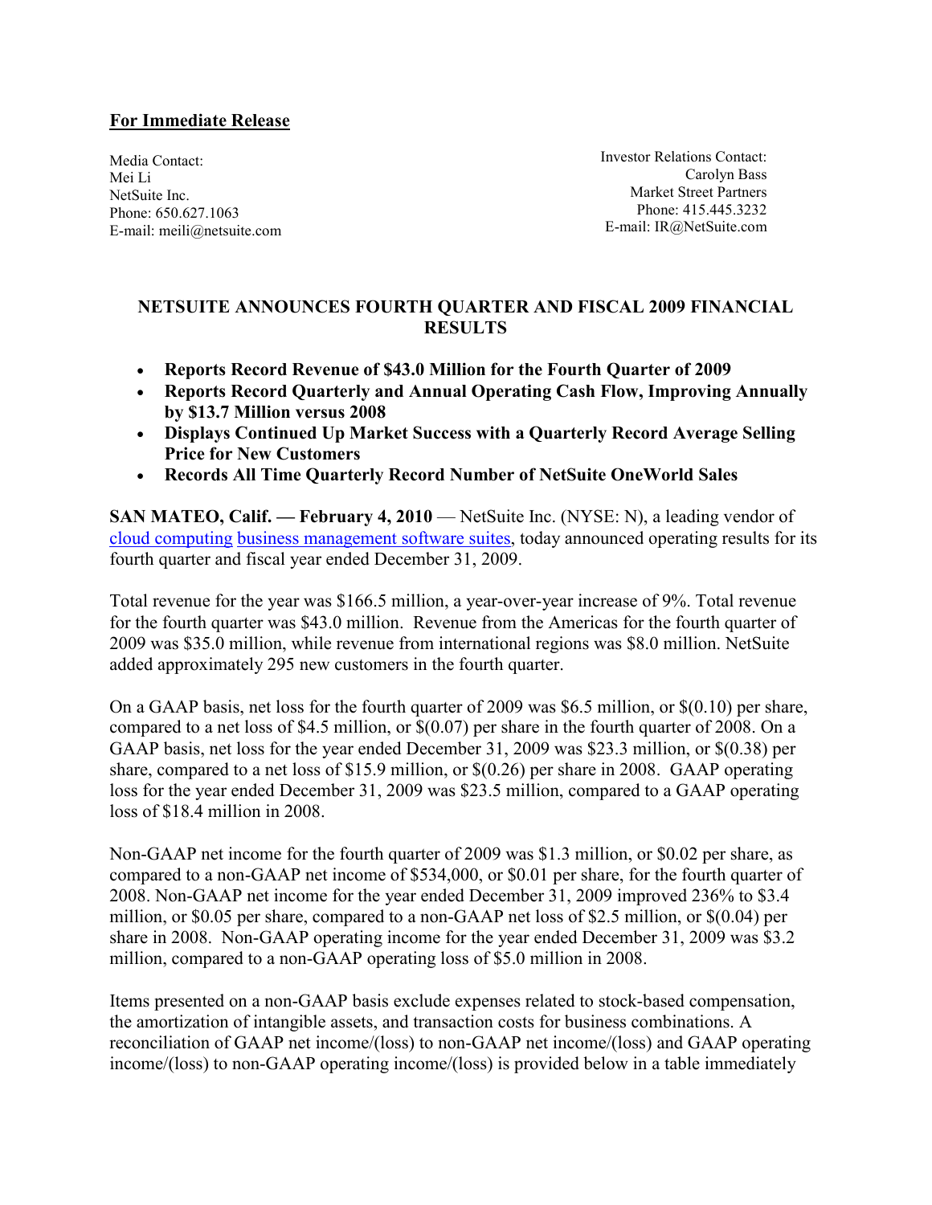**For Immediate Release**

Media Contact:
Mei Li
NetSuite Inc.
Phone: 650.627.1063
E-mail: meili@netsuite.com

Investor Relations Contact:
Carolyn Bass
Market Street Partners
Phone: 415.445.3232
E-mail: IR@NetSuite.com

## NETSUITE ANNOUNCES FOURTH QUARTER AND FISCAL 2009 FINANCIAL RESULTS

- **Reports Record Revenue of $43.0 Million for the Fourth Quarter of 2009**
- **Reports Record Quarterly and Annual Operating Cash Flow, Improving Annually by $13.7 Million versus 2008**
- **Displays Continued Up Market Success with a Quarterly Record Average Selling Price for New Customers**
- **Records All Time Quarterly Record Number of NetSuite OneWorld Sales**

**SAN MATEO, Calif. — February 4, 2010** — NetSuite Inc. (NYSE: N), a leading vendor of cloud computing business management software suites, today announced operating results for its fourth quarter and fiscal year ended December 31, 2009.

Total revenue for the year was $166.5 million, a year-over-year increase of 9%. Total revenue for the fourth quarter was $43.0 million. Revenue from the Americas for the fourth quarter of 2009 was $35.0 million, while revenue from international regions was $8.0 million. NetSuite added approximately 295 new customers in the fourth quarter.

On a GAAP basis, net loss for the fourth quarter of 2009 was $6.5 million, or $(0.10) per share, compared to a net loss of $4.5 million, or $(0.07) per share in the fourth quarter of 2008. On a GAAP basis, net loss for the year ended December 31, 2009 was $23.3 million, or $(0.38) per share, compared to a net loss of $15.9 million, or $(0.26) per share in 2008. GAAP operating loss for the year ended December 31, 2009 was $23.5 million, compared to a GAAP operating loss of $18.4 million in 2008.

Non-GAAP net income for the fourth quarter of 2009 was $1.3 million, or $0.02 per share, as compared to a non-GAAP net income of $534,000, or $0.01 per share, for the fourth quarter of 2008. Non-GAAP net income for the year ended December 31, 2009 improved 236% to $3.4 million, or $0.05 per share, compared to a non-GAAP net loss of $2.5 million, or $(0.04) per share in 2008. Non-GAAP operating income for the year ended December 31, 2009 was $3.2 million, compared to a non-GAAP operating loss of $5.0 million in 2008.

Items presented on a non-GAAP basis exclude expenses related to stock-based compensation, the amortization of intangible assets, and transaction costs for business combinations. A reconciliation of GAAP net income/(loss) to non-GAAP net income/(loss) and GAAP operating income/(loss) to non-GAAP operating income/(loss) is provided below in a table immediately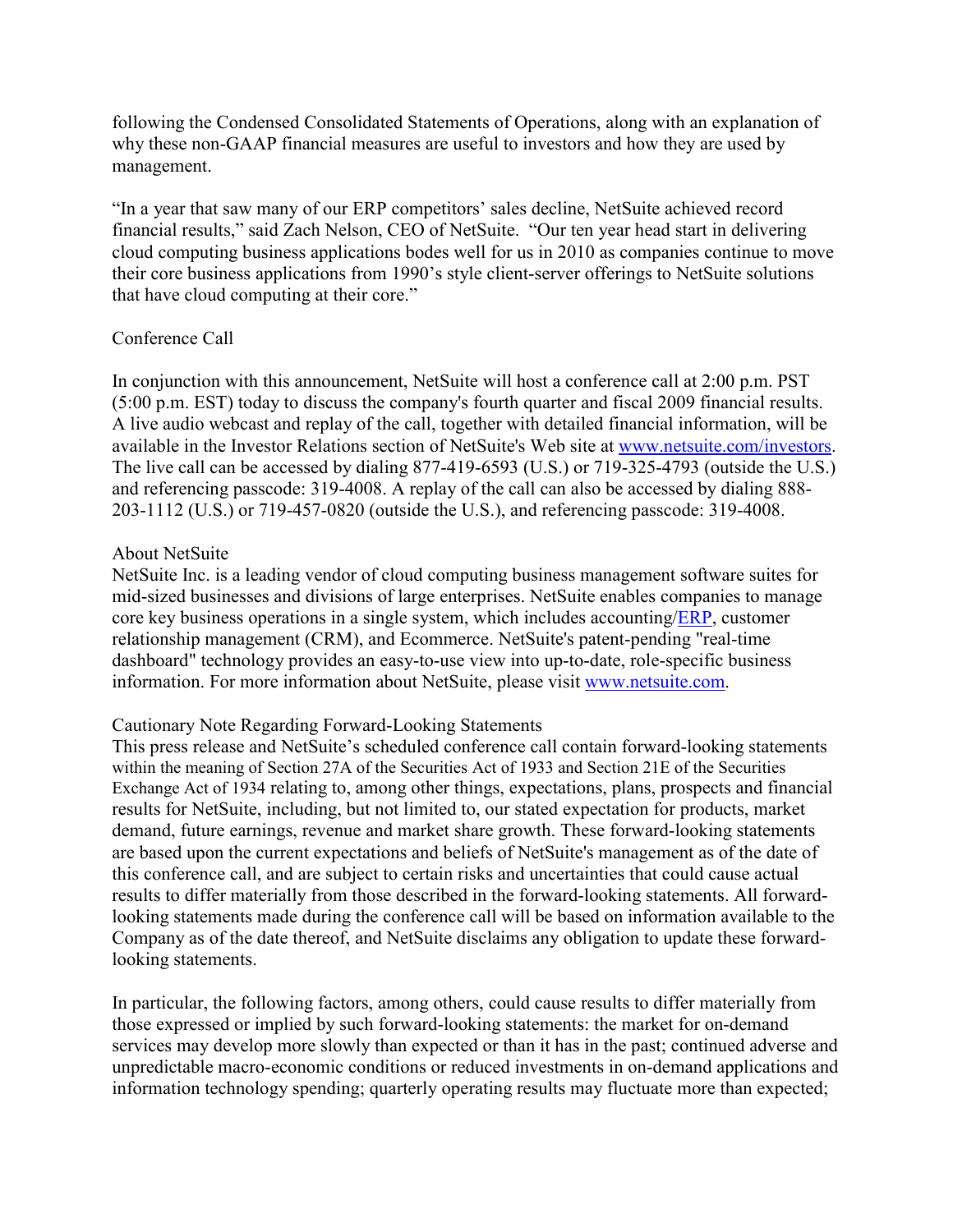following the Condensed Consolidated Statements of Operations, along with an explanation of why these non-GAAP financial measures are useful to investors and how they are used by management.

"In a year that saw many of our ERP competitors' sales decline, NetSuite achieved record financial results," said Zach Nelson, CEO of NetSuite. "Our ten year head start in delivering cloud computing business applications bodes well for us in 2010 as companies continue to move their core business applications from 1990's style client-server offerings to NetSuite solutions that have cloud computing at their core."

Conference Call

In conjunction with this announcement, NetSuite will host a conference call at 2:00 p.m. PST (5:00 p.m. EST) today to discuss the company's fourth quarter and fiscal 2009 financial results. A live audio webcast and replay of the call, together with detailed financial information, will be available in the Investor Relations section of NetSuite's Web site at [www.netsuite.com/investors](www.netsuite.com/investors). The live call can be accessed by dialing 877-419-6593 (U.S.) or 719-325-4793 (outside the U.S.) and referencing passcode: 319-4008. A replay of the call can also be accessed by dialing 888-203-1112 (U.S.) or 719-457-0820 (outside the U.S.), and referencing passcode: 319-4008.

About NetSuite

NetSuite Inc. is a leading vendor of cloud computing business management software suites for mid-sized businesses and divisions of large enterprises. NetSuite enables companies to manage core key business operations in a single system, which includes accounting/ERP, customer relationship management (CRM), and Ecommerce. NetSuite's patent-pending "real-time dashboard" technology provides an easy-to-use view into up-to-date, role-specific business information. For more information about NetSuite, please visit [www.netsuite.com](www.netsuite.com).

Cautionary Note Regarding Forward-Looking Statements

This press release and NetSuite's scheduled conference call contain forward-looking statements within the meaning of Section 27A of the Securities Act of 1933 and Section 21E of the Securities Exchange Act of 1934 relating to, among other things, expectations, plans, prospects and financial results for NetSuite, including, but not limited to, our stated expectation for products, market demand, future earnings, revenue and market share growth. These forward-looking statements are based upon the current expectations and beliefs of NetSuite's management as of the date of this conference call, and are subject to certain risks and uncertainties that could cause actual results to differ materially from those described in the forward-looking statements. All forward-looking statements made during the conference call will be based on information available to the Company as of the date thereof, and NetSuite disclaims any obligation to update these forward-looking statements.

In particular, the following factors, among others, could cause results to differ materially from those expressed or implied by such forward-looking statements: the market for on-demand services may develop more slowly than expected or than it has in the past; continued adverse and unpredictable macro-economic conditions or reduced investments in on-demand applications and information technology spending; quarterly operating results may fluctuate more than expected;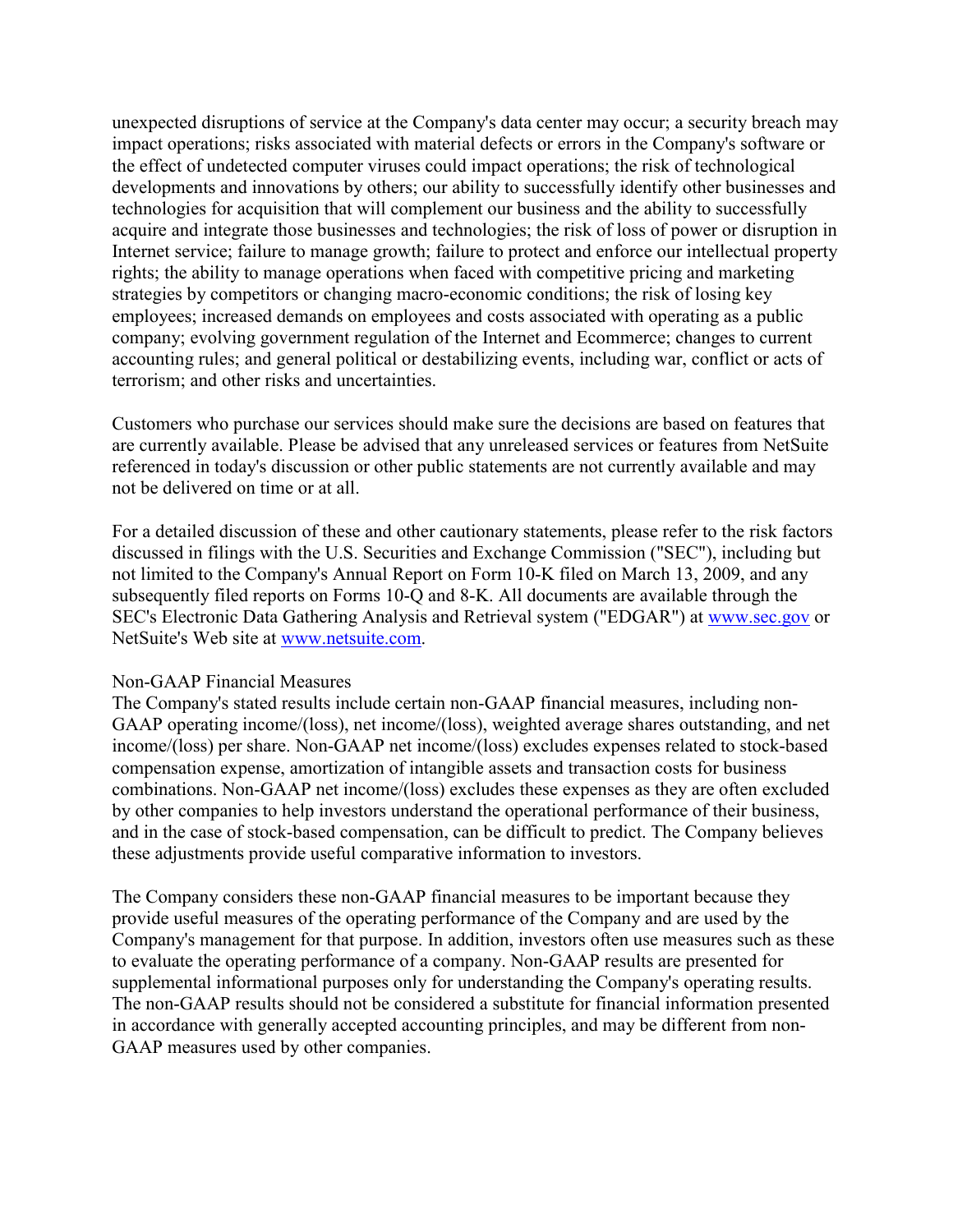unexpected disruptions of service at the Company's data center may occur; a security breach may impact operations; risks associated with material defects or errors in the Company's software or the effect of undetected computer viruses could impact operations; the risk of technological developments and innovations by others; our ability to successfully identify other businesses and technologies for acquisition that will complement our business and the ability to successfully acquire and integrate those businesses and technologies; the risk of loss of power or disruption in Internet service; failure to manage growth; failure to protect and enforce our intellectual property rights; the ability to manage operations when faced with competitive pricing and marketing strategies by competitors or changing macro-economic conditions; the risk of losing key employees; increased demands on employees and costs associated with operating as a public company; evolving government regulation of the Internet and Ecommerce; changes to current accounting rules; and general political or destabilizing events, including war, conflict or acts of terrorism; and other risks and uncertainties.

Customers who purchase our services should make sure the decisions are based on features that are currently available. Please be advised that any unreleased services or features from NetSuite referenced in today's discussion or other public statements are not currently available and may not be delivered on time or at all.

For a detailed discussion of these and other cautionary statements, please refer to the risk factors discussed in filings with the U.S. Securities and Exchange Commission ("SEC"), including but not limited to the Company's Annual Report on Form 10-K filed on March 13, 2009, and any subsequently filed reports on Forms 10-Q and 8-K. All documents are available through the SEC's Electronic Data Gathering Analysis and Retrieval system ("EDGAR") at www.sec.gov or NetSuite's Web site at www.netsuite.com.

Non-GAAP Financial Measures

The Company's stated results include certain non-GAAP financial measures, including non-GAAP operating income/(loss), net income/(loss), weighted average shares outstanding, and net income/(loss) per share. Non-GAAP net income/(loss) excludes expenses related to stock-based compensation expense, amortization of intangible assets and transaction costs for business combinations. Non-GAAP net income/(loss) excludes these expenses as they are often excluded by other companies to help investors understand the operational performance of their business, and in the case of stock-based compensation, can be difficult to predict. The Company believes these adjustments provide useful comparative information to investors.

The Company considers these non-GAAP financial measures to be important because they provide useful measures of the operating performance of the Company and are used by the Company's management for that purpose. In addition, investors often use measures such as these to evaluate the operating performance of a company. Non-GAAP results are presented for supplemental informational purposes only for understanding the Company's operating results. The non-GAAP results should not be considered a substitute for financial information presented in accordance with generally accepted accounting principles, and may be different from non-GAAP measures used by other companies.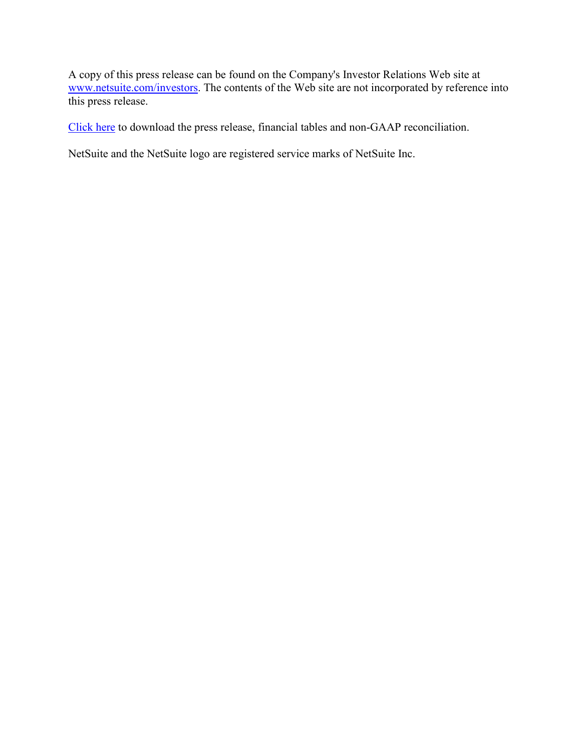A copy of this press release can be found on the Company's Investor Relations Web site at www.netsuite.com/investors. The contents of the Web site are not incorporated by reference into this press release.

Click here to download the press release, financial tables and non-GAAP reconciliation.

NetSuite and the NetSuite logo are registered service marks of NetSuite Inc.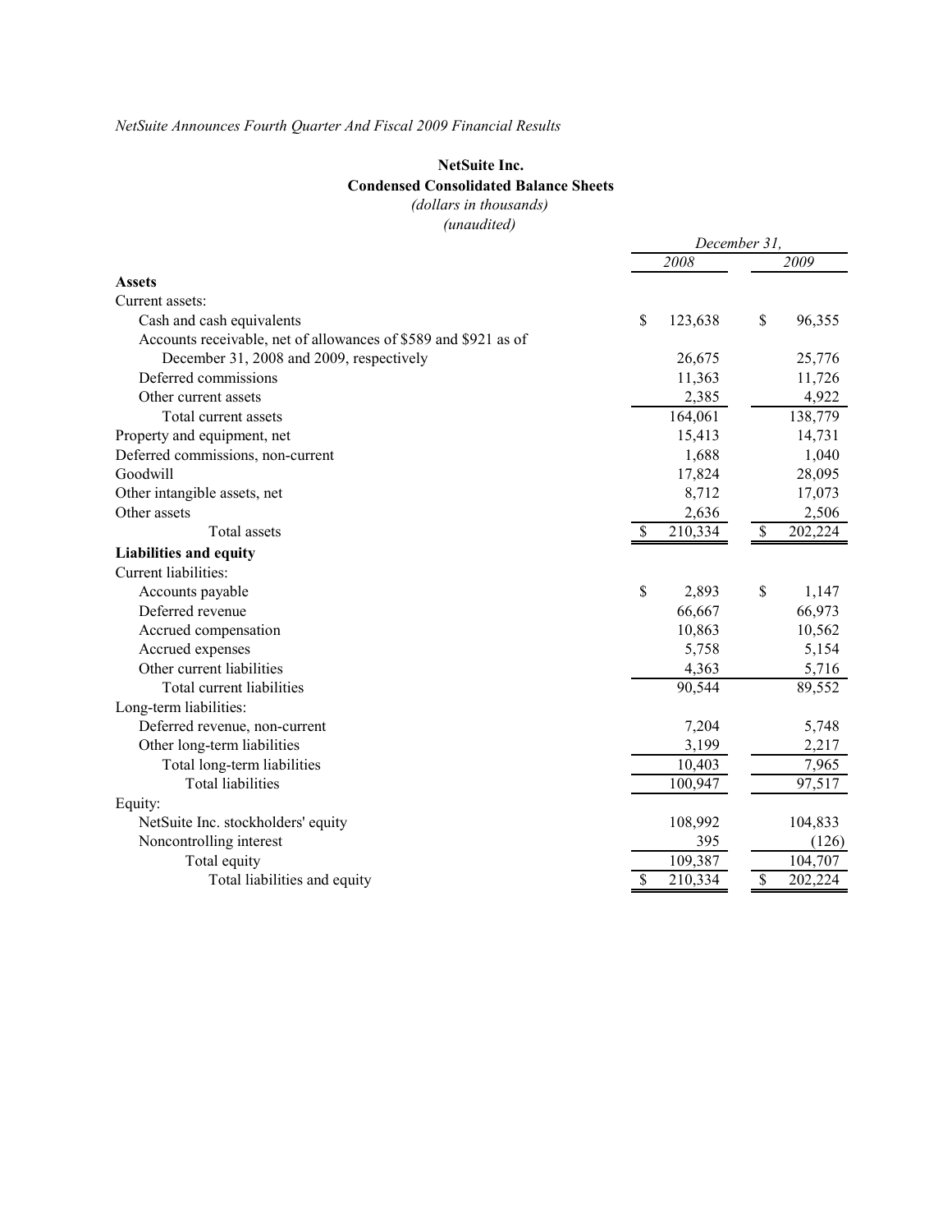*NetSuite Announces Fourth Quarter And Fiscal 2009 Financial Results*

**NetSuite Inc.**
**Condensed Consolidated Balance Sheets**
*(dollars in thousands)*
*(unaudited)*

| | December 31, | |
|---|---|---|
| | 2008 | 2009 |
| **Assets** | | |
| Current assets: | | |
| Cash and cash equivalents | $ 123,638 | $ 96,355 |
| Accounts receivable, net of allowances of $589 and $921 as of December 31, 2008 and 2009, respectively | 26,675 | 25,776 |
| Deferred commissions | 11,363 | 11,726 |
| Other current assets | 2,385 | 4,922 |
| Total current assets | 164,061 | 138,779 |
| Property and equipment, net | 15,413 | 14,731 |
| Deferred commissions, non-current | 1,688 | 1,040 |
| Goodwill | 17,824 | 28,095 |
| Other intangible assets, net | 8,712 | 17,073 |
| Other assets | 2,636 | 2,506 |
| Total assets | $ 210,334 | $ 202,224 |
| **Liabilities and equity** | | |
| Current liabilities: | | |
| Accounts payable | $ 2,893 | $ 1,147 |
| Deferred revenue | 66,667 | 66,973 |
| Accrued compensation | 10,863 | 10,562 |
| Accrued expenses | 5,758 | 5,154 |
| Other current liabilities | 4,363 | 5,716 |
| Total current liabilities | 90,544 | 89,552 |
| Long-term liabilities: | | |
| Deferred revenue, non-current | 7,204 | 5,748 |
| Other long-term liabilities | 3,199 | 2,217 |
| Total long-term liabilities | 10,403 | 7,965 |
| Total liabilities | 100,947 | 97,517 |
| Equity: | | |
| NetSuite Inc. stockholders' equity | 108,992 | 104,833 |
| Noncontrolling interest | 395 | (126) |
| Total equity | 109,387 | 104,707 |
| Total liabilities and equity | $ 210,334 | $ 202,224 |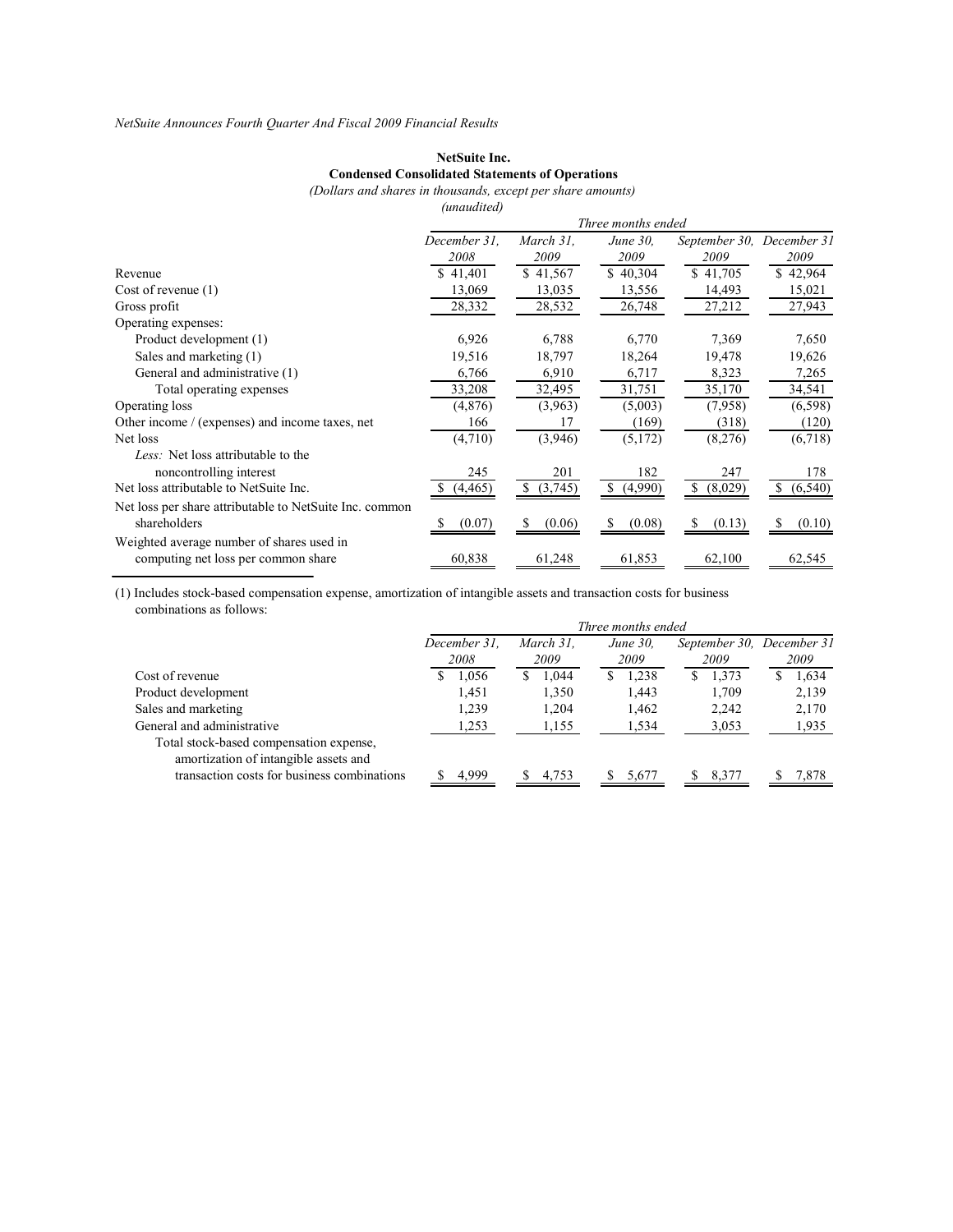*NetSuite Announces Fourth Quarter And Fiscal 2009 Financial Results*

**NetSuite Inc.**
**Condensed Consolidated Statements of Operations**
*(Dollars and shares in thousands, except per share amounts)*
*(unaudited)*

| | *Three months ended* | | | | |
|---|---|---|---|---|---|
| | *December 31, 2008* | *March 31, 2009* | *June 30, 2009* | *September 30, 2009* | *December 31 2009* |
| Revenue | $ 41,401 | $ 41,567 | $ 40,304 | $ 41,705 | $ 42,964 |
| Cost of revenue (1) | 13,069 | 13,035 | 13,556 | 14,493 | 15,021 |
| Gross profit | 28,332 | 28,532 | 26,748 | 27,212 | 27,943 |
| Operating expenses: | | | | | |
| Product development (1) | 6,926 | 6,788 | 6,770 | 7,369 | 7,650 |
| Sales and marketing (1) | 19,516 | 18,797 | 18,264 | 19,478 | 19,626 |
| General and administrative (1) | 6,766 | 6,910 | 6,717 | 8,323 | 7,265 |
| Total operating expenses | 33,208 | 32,495 | 31,751 | 35,170 | 34,541 |
| Operating loss | (4,876) | (3,963) | (5,003) | (7,958) | (6,598) |
| Other income / (expenses) and income taxes, net | 166 | 17 | (169) | (318) | (120) |
| Net loss | (4,710) | (3,946) | (5,172) | (8,276) | (6,718) |
| *Less:* Net loss attributable to the noncontrolling interest | 245 | 201 | 182 | 247 | 178 |
| Net loss attributable to NetSuite Inc. | $ (4,465) | $ (3,745) | $ (4,990) | $ (8,029) | $ (6,540) |
| Net loss per share attributable to NetSuite Inc. common shareholders | $ (0.07) | $ (0.06) | $ (0.08) | $ (0.13) | $ (0.10) |
| Weighted average number of shares used in computing net loss per common share | 60,838 | 61,248 | 61,853 | 62,100 | 62,545 |

(1) Includes stock-based compensation expense, amortization of intangible assets and transaction costs for business combinations as follows:

| | *Three months ended* | | | | |
|---|---|---|---|---|---|
| | *December 31, 2008* | *March 31, 2009* | *June 30, 2009* | *September 30, 2009* | *December 31 2009* |
| Cost of revenue | $ 1,056 | $ 1,044 | $ 1,238 | $ 1,373 | $ 1,634 |
| Product development | 1,451 | 1,350 | 1,443 | 1,709 | 2,139 |
| Sales and marketing | 1,239 | 1,204 | 1,462 | 2,242 | 2,170 |
| General and administrative | 1,253 | 1,155 | 1,534 | 3,053 | 1,935 |
| Total stock-based compensation expense, amortization of intangible assets and transaction costs for business combinations | $ 4,999 | $ 4,753 | $ 5,677 | $ 8,377 | $ 7,878 |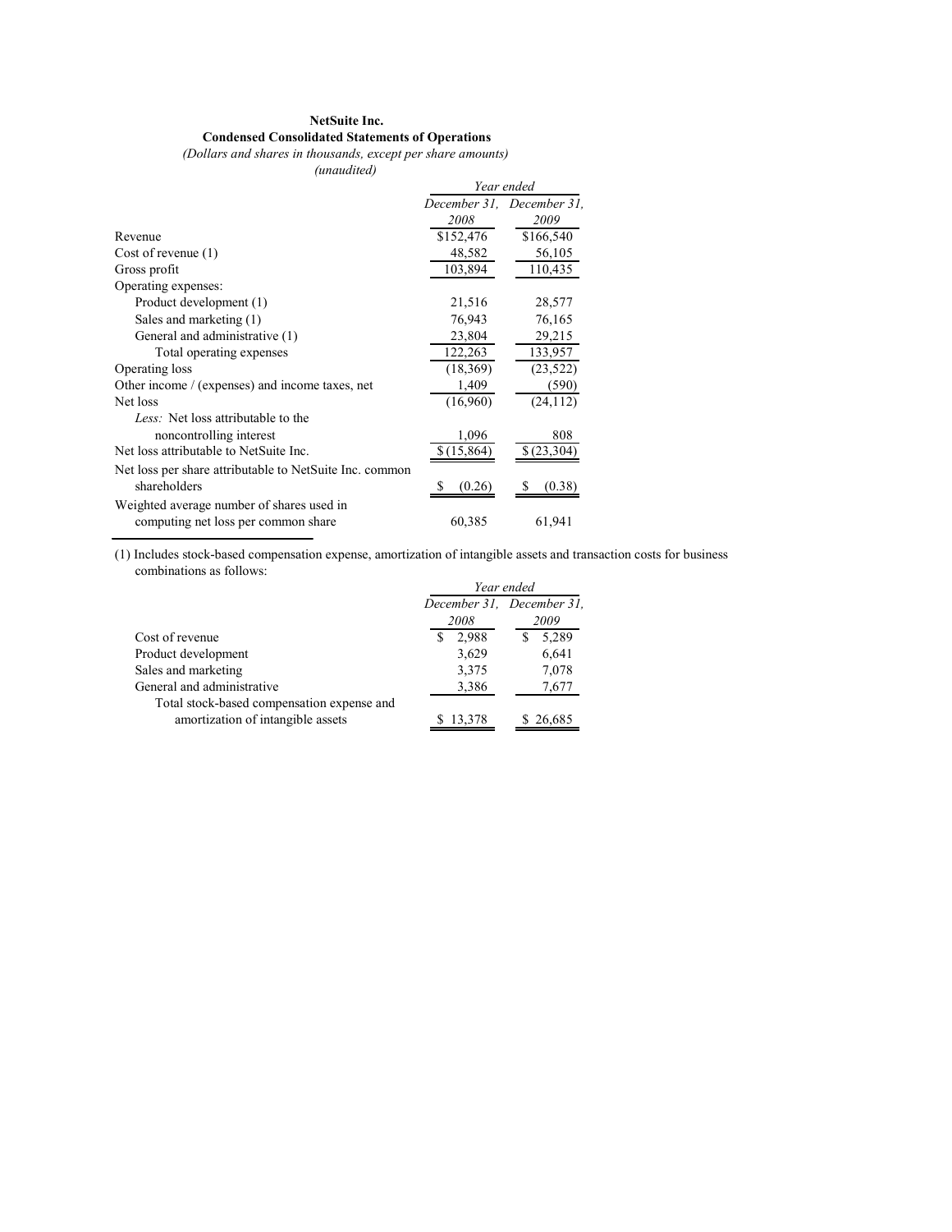**NetSuite Inc.**

**Condensed Consolidated Statements of Operations**

*(Dollars and shares in thousands, except per share amounts)*

*(unaudited)*

| | *Year ended* | |
|---|---|---|
| | *December 31, 2008* | *December 31, 2009* |
| Revenue | $152,476 | $166,540 |
| Cost of revenue (1) | 48,582 | 56,105 |
| Gross profit | 103,894 | 110,435 |
| Operating expenses: | | |
| Product development (1) | 21,516 | 28,577 |
| Sales and marketing (1) | 76,943 | 76,165 |
| General and administrative (1) | 23,804 | 29,215 |
| Total operating expenses | 122,263 | 133,957 |
| Operating loss | (18,369) | (23,522) |
| Other income / (expenses) and income taxes, net | 1,409 | (590) |
| Net loss | (16,960) | (24,112) |
| *Less:* Net loss attributable to the noncontrolling interest | 1,096 | 808 |
| Net loss attributable to NetSuite Inc. | $ (15,864) | $ (23,304) |
| Net loss per share attributable to NetSuite Inc. common shareholders | $ (0.26) | $ (0.38) |
| Weighted average number of shares used in computing net loss per common share | 60,385 | 61,941 |

(1) Includes stock-based compensation expense, amortization of intangible assets and transaction costs for business combinations as follows:

| | *Year ended* | |
|---|---|---|
| | *December 31, 2008* | *December 31, 2009* |
| Cost of revenue | $ 2,988 | $ 5,289 |
| Product development | 3,629 | 6,641 |
| Sales and marketing | 3,375 | 7,078 |
| General and administrative | 3,386 | 7,677 |
| Total stock-based compensation expense and amortization of intangible assets | $ 13,378 | $ 26,685 |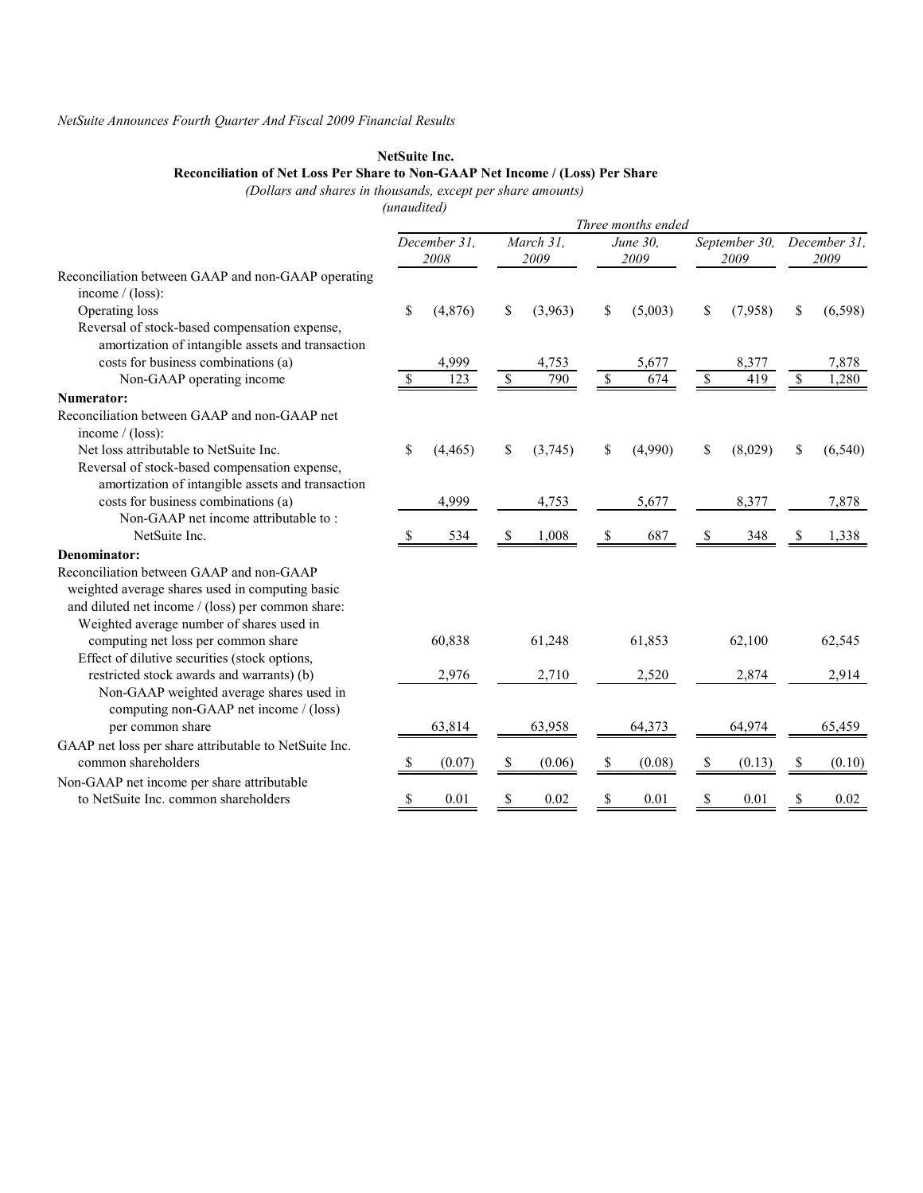*NetSuite Announces Fourth Quarter And Fiscal 2009 Financial Results*

**NetSuite Inc.**
**Reconciliation of Net Loss Per Share to Non-GAAP Net Income / (Loss) Per Share**
*(Dollars and shares in thousands, except per share amounts)*
*(unaudited)*

| | *Three months ended* | | | | |
|---|---|---|---|---|---|
| | *December 31, 2008* | *March 31, 2009* | *June 30, 2009* | *September 30, 2009* | *December 31, 2009* |
| Reconciliation between GAAP and non-GAAP operating income / (loss): | | | | | |
| Operating loss | $ (4,876) | $ (3,963) | $ (5,003) | $ (7,958) | $ (6,598) |
| Reversal of stock-based compensation expense, amortization of intangible assets and transaction costs for business combinations (a) | 4,999 | 4,753 | 5,677 | 8,377 | 7,878 |
| Non-GAAP operating income | $ 123 | $ 790 | $ 674 | $ 419 | $ 1,280 |
| **Numerator:** | | | | | |
| Reconciliation between GAAP and non-GAAP net income / (loss): | | | | | |
| Net loss attributable to NetSuite Inc. | $ (4,465) | $ (3,745) | $ (4,990) | $ (8,029) | $ (6,540) |
| Reversal of stock-based compensation expense, amortization of intangible assets and transaction costs for business combinations (a) | 4,999 | 4,753 | 5,677 | 8,377 | 7,878 |
| Non-GAAP net income attributable to : NetSuite Inc. | $ 534 | $ 1,008 | $ 687 | $ 348 | $ 1,338 |
| **Denominator:** | | | | | |
| Reconciliation between GAAP and non-GAAP weighted average shares used in computing basic and diluted net income / (loss) per common share: | | | | | |
| Weighted average number of shares used in computing net loss per common share | 60,838 | 61,248 | 61,853 | 62,100 | 62,545 |
| Effect of dilutive securities (stock options, restricted stock awards and warrants) (b) | 2,976 | 2,710 | 2,520 | 2,874 | 2,914 |
| Non-GAAP weighted average shares used in computing non-GAAP net income / (loss) per common share | 63,814 | 63,958 | 64,373 | 64,974 | 65,459 |
| GAAP net loss per share attributable to NetSuite Inc. common shareholders | $ (0.07) | $ (0.06) | $ (0.08) | $ (0.13) | $ (0.10) |
| Non-GAAP net income per share attributable to NetSuite Inc. common shareholders | $ 0.01 | $ 0.02 | $ 0.01 | $ 0.01 | $ 0.02 |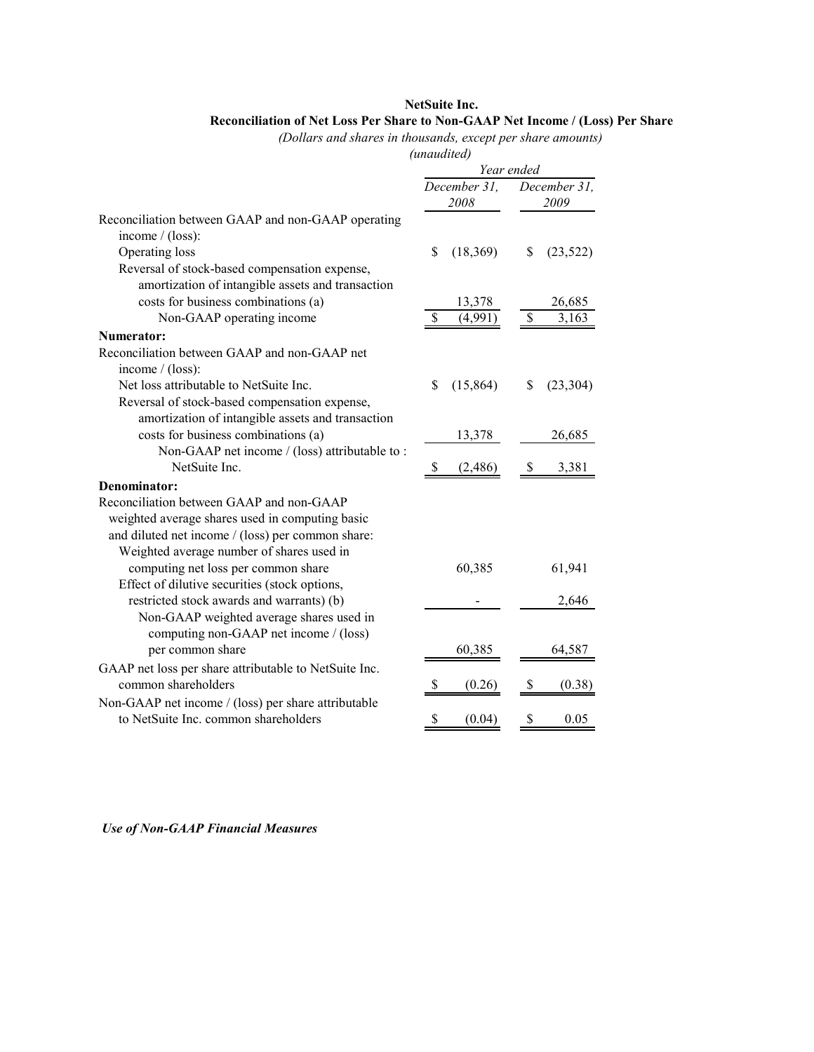**NetSuite Inc.**

**Reconciliation of Net Loss Per Share to Non-GAAP Net Income / (Loss) Per Share**

*(Dollars and shares in thousands, except per share amounts)*

*(unaudited)*

| | *Year ended* | |
|---|---|---|
| | *December 31, 2008* | *December 31, 2009* |
| Reconciliation between GAAP and non-GAAP operating income / (loss): | | |
| Operating loss | $ (18,369) | $ (23,522) |
| Reversal of stock-based compensation expense, amortization of intangible assets and transaction costs for business combinations (a) | 13,378 | 26,685 |
| Non-GAAP operating income | $ (4,991) | $ 3,163 |
| **Numerator:** | | |
| Reconciliation between GAAP and non-GAAP net income / (loss): | | |
| Net loss attributable to NetSuite Inc. | $ (15,864) | $ (23,304) |
| Reversal of stock-based compensation expense, amortization of intangible assets and transaction costs for business combinations (a) | 13,378 | 26,685 |
| Non-GAAP net income / (loss) attributable to : NetSuite Inc. | $ (2,486) | $ 3,381 |
| **Denominator:** | | |
| Reconciliation between GAAP and non-GAAP weighted average shares used in computing basic and diluted net income / (loss) per common share: | | |
| Weighted average number of shares used in computing net loss per common share | 60,385 | 61,941 |
| Effect of dilutive securities (stock options, restricted stock awards and warrants) (b) | - | 2,646 |
| Non-GAAP weighted average shares used in computing non-GAAP net income / (loss) per common share | 60,385 | 64,587 |
| GAAP net loss per share attributable to NetSuite Inc. common shareholders | $ (0.26) | $ (0.38) |
| Non-GAAP net income / (loss) per share attributable to NetSuite Inc. common shareholders | $ (0.04) | $ 0.05 |

***Use of Non-GAAP Financial Measures***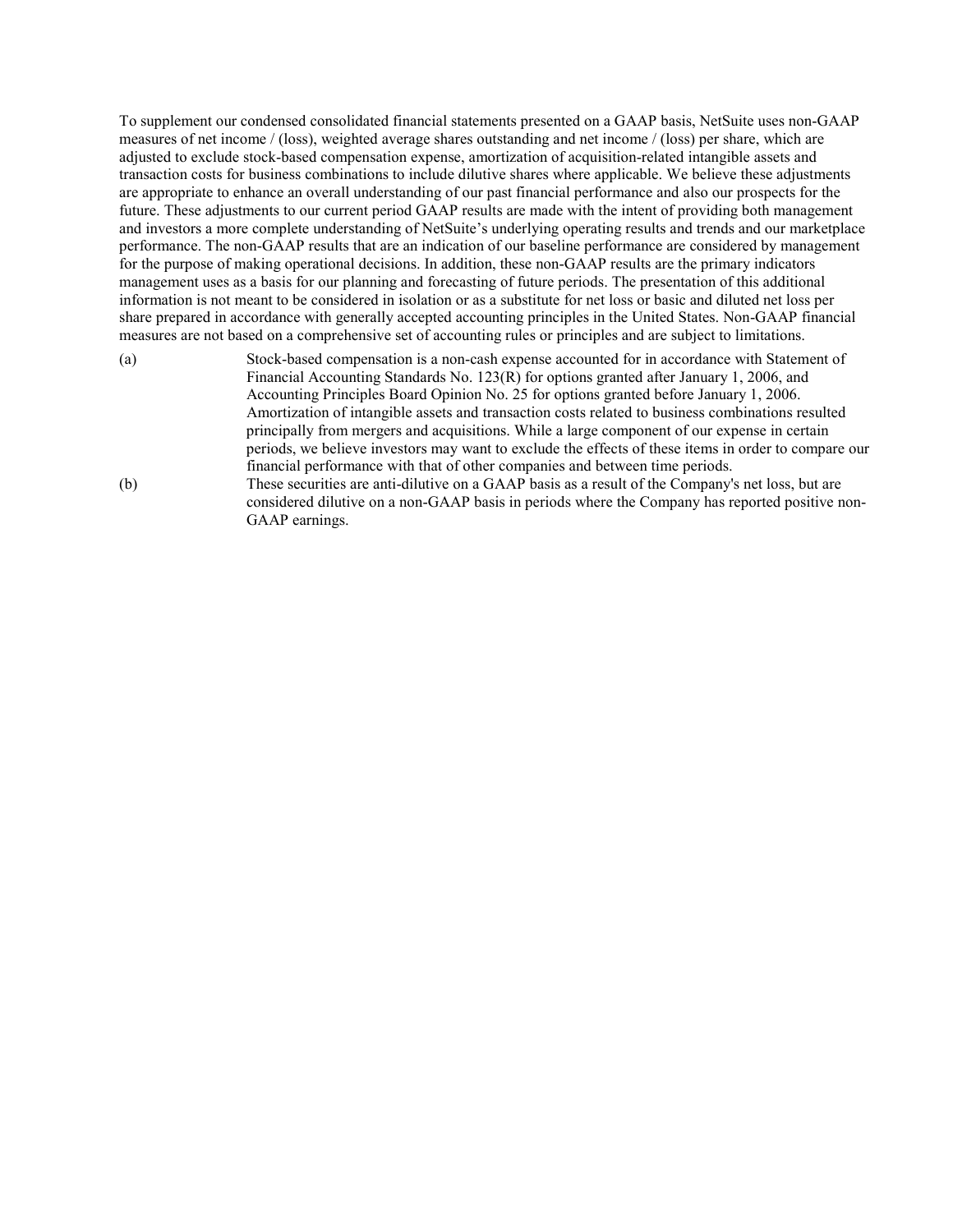To supplement our condensed consolidated financial statements presented on a GAAP basis, NetSuite uses non-GAAP measures of net income / (loss), weighted average shares outstanding and net income / (loss) per share, which are adjusted to exclude stock-based compensation expense, amortization of acquisition-related intangible assets and transaction costs for business combinations to include dilutive shares where applicable. We believe these adjustments are appropriate to enhance an overall understanding of our past financial performance and also our prospects for the future. These adjustments to our current period GAAP results are made with the intent of providing both management and investors a more complete understanding of NetSuite's underlying operating results and trends and our marketplace performance. The non-GAAP results that are an indication of our baseline performance are considered by management for the purpose of making operational decisions. In addition, these non-GAAP results are the primary indicators management uses as a basis for our planning and forecasting of future periods. The presentation of this additional information is not meant to be considered in isolation or as a substitute for net loss or basic and diluted net loss per share prepared in accordance with generally accepted accounting principles in the United States. Non-GAAP financial measures are not based on a comprehensive set of accounting rules or principles and are subject to limitations.

(a) Stock-based compensation is a non-cash expense accounted for in accordance with Statement of Financial Accounting Standards No. 123(R) for options granted after January 1, 2006, and Accounting Principles Board Opinion No. 25 for options granted before January 1, 2006. Amortization of intangible assets and transaction costs related to business combinations resulted principally from mergers and acquisitions. While a large component of our expense in certain periods, we believe investors may want to exclude the effects of these items in order to compare our financial performance with that of other companies and between time periods.

(b) These securities are anti-dilutive on a GAAP basis as a result of the Company's net loss, but are considered dilutive on a non-GAAP basis in periods where the Company has reported positive non-GAAP earnings.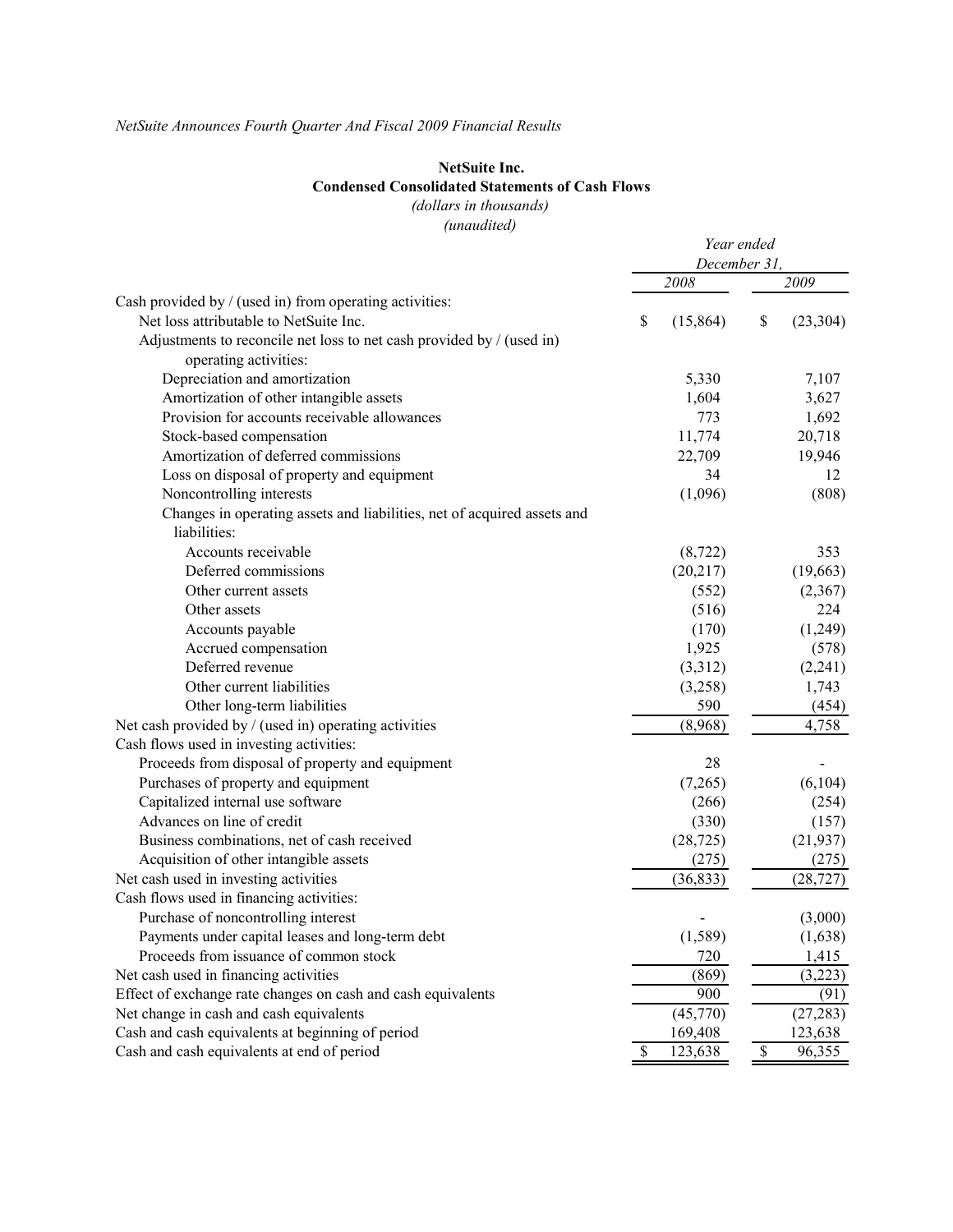*NetSuite Announces Fourth Quarter And Fiscal 2009 Financial Results*

**NetSuite Inc.**
**Condensed Consolidated Statements of Cash Flows**
*(dollars in thousands)*
*(unaudited)*

| | *Year ended December 31,* | |
|---|---|---|
| | *2008* | *2009* |
| Cash provided by / (used in) from operating activities: | | |
| Net loss attributable to NetSuite Inc. | $ (15,864) | $ (23,304) |
| Adjustments to reconcile net loss to net cash provided by / (used in) operating activities: | | |
| Depreciation and amortization | 5,330 | 7,107 |
| Amortization of other intangible assets | 1,604 | 3,627 |
| Provision for accounts receivable allowances | 773 | 1,692 |
| Stock-based compensation | 11,774 | 20,718 |
| Amortization of deferred commissions | 22,709 | 19,946 |
| Loss on disposal of property and equipment | 34 | 12 |
| Noncontrolling interests | (1,096) | (808) |
| Changes in operating assets and liabilities, net of acquired assets and liabilities: | | |
| Accounts receivable | (8,722) | 353 |
| Deferred commissions | (20,217) | (19,663) |
| Other current assets | (552) | (2,367) |
| Other assets | (516) | 224 |
| Accounts payable | (170) | (1,249) |
| Accrued compensation | 1,925 | (578) |
| Deferred revenue | (3,312) | (2,241) |
| Other current liabilities | (3,258) | 1,743 |
| Other long-term liabilities | 590 | (454) |
| Net cash provided by / (used in) operating activities | (8,968) | 4,758 |
| Cash flows used in investing activities: | | |
| Proceeds from disposal of property and equipment | 28 | - |
| Purchases of property and equipment | (7,265) | (6,104) |
| Capitalized internal use software | (266) | (254) |
| Advances on line of credit | (330) | (157) |
| Business combinations, net of cash received | (28,725) | (21,937) |
| Acquisition of other intangible assets | (275) | (275) |
| Net cash used in investing activities | (36,833) | (28,727) |
| Cash flows used in financing activities: | | |
| Purchase of noncontrolling interest | - | (3,000) |
| Payments under capital leases and long-term debt | (1,589) | (1,638) |
| Proceeds from issuance of common stock | 720 | 1,415 |
| Net cash used in financing activities | (869) | (3,223) |
| Effect of exchange rate changes on cash and cash equivalents | 900 | (91) |
| Net change in cash and cash equivalents | (45,770) | (27,283) |
| Cash and cash equivalents at beginning of period | 169,408 | 123,638 |
| Cash and cash equivalents at end of period | $ 123,638 | $ 96,355 |